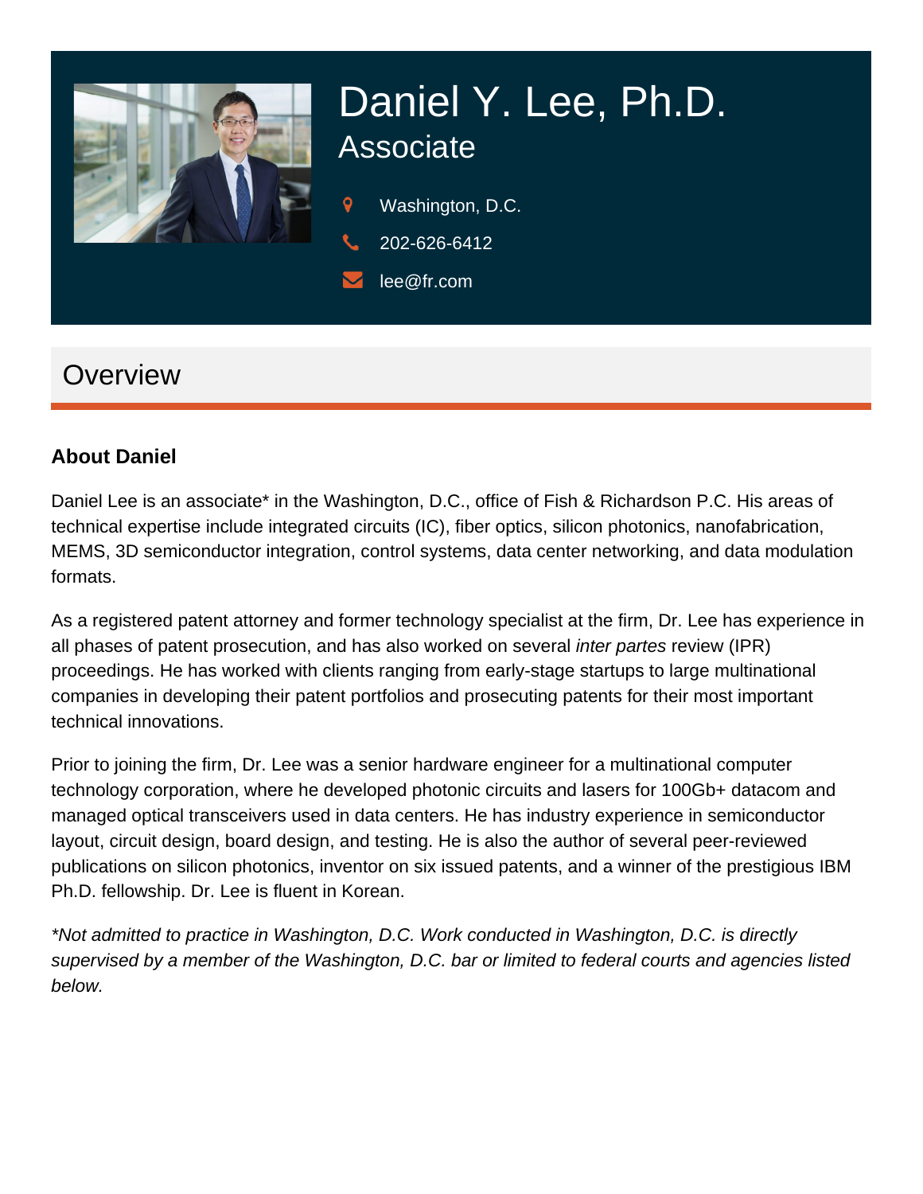# Daniel Y. Lee, Ph.D.

## Associate

Washington, D.C.

202-626-6412

lee@fr.com

## Overview

### About Daniel

Daniel Lee is an associate* in the Washington, D.C., office of Fish & Richardson P.C. His areas of technical expertise include integrated circuits (IC), fiber optics, silicon photonics, nanofabrication, MEMS, 3D semiconductor integration, control systems, data center networking, and data modulation formats.

As a registered patent attorney and former technology specialist at the firm, Dr. Lee has experience in all phases of patent prosecution, and has also worked on several *inter partes* review (IPR) proceedings. He has worked with clients ranging from early-stage startups to large multinational companies in developing their patent portfolios and prosecuting patents for their most important technical innovations.

Prior to joining the firm, Dr. Lee was a senior hardware engineer for a multinational computer technology corporation, where he developed photonic circuits and lasers for 100Gb+ datacom and managed optical transceivers used in data centers. He has industry experience in semiconductor layout, circuit design, board design, and testing. He is also the author of several peer-reviewed publications on silicon photonics, inventor on six issued patents, and a winner of the prestigious IBM Ph.D. fellowship. Dr. Lee is fluent in Korean.

*\*Not admitted to practice in Washington, D.C. Work conducted in Washington, D.C. is directly supervised by a member of the Washington, D.C. bar or limited to federal courts and agencies listed below.*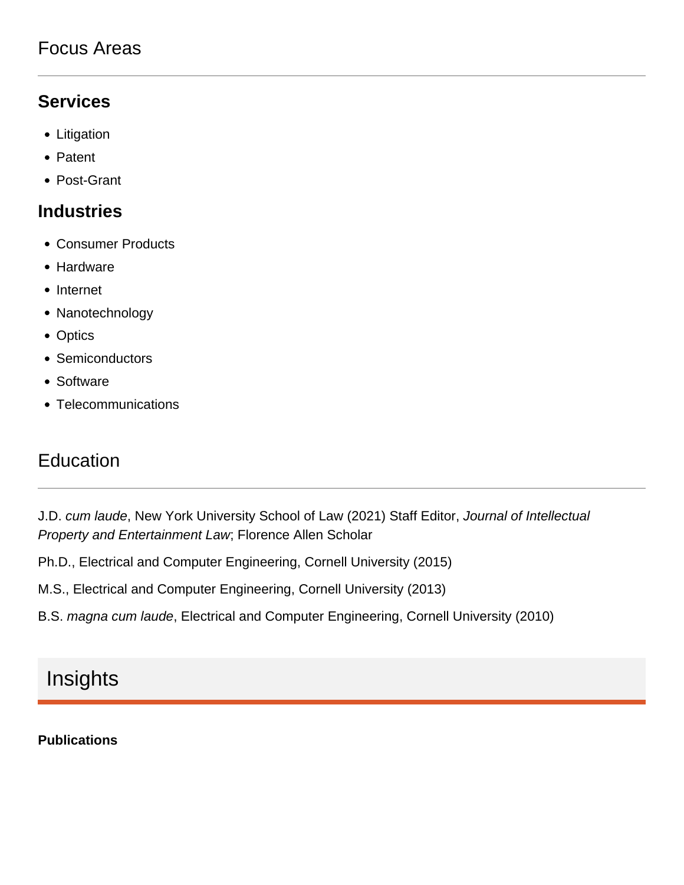## Focus Areas

### Services

- Litigation
- Patent
- Post-Grant

### Industries

- Consumer Products
- Hardware
- Internet
- Nanotechnology
- Optics
- Semiconductors
- Software
- Telecommunications

## Education

J.D. *cum laude*, New York University School of Law (2021) Staff Editor, *Journal of Intellectual Property and Entertainment Law*; Florence Allen Scholar

Ph.D., Electrical and Computer Engineering, Cornell University (2015)

M.S., Electrical and Computer Engineering, Cornell University (2013)

B.S. *magna cum laude*, Electrical and Computer Engineering, Cornell University (2010)

## Insights

**Publications**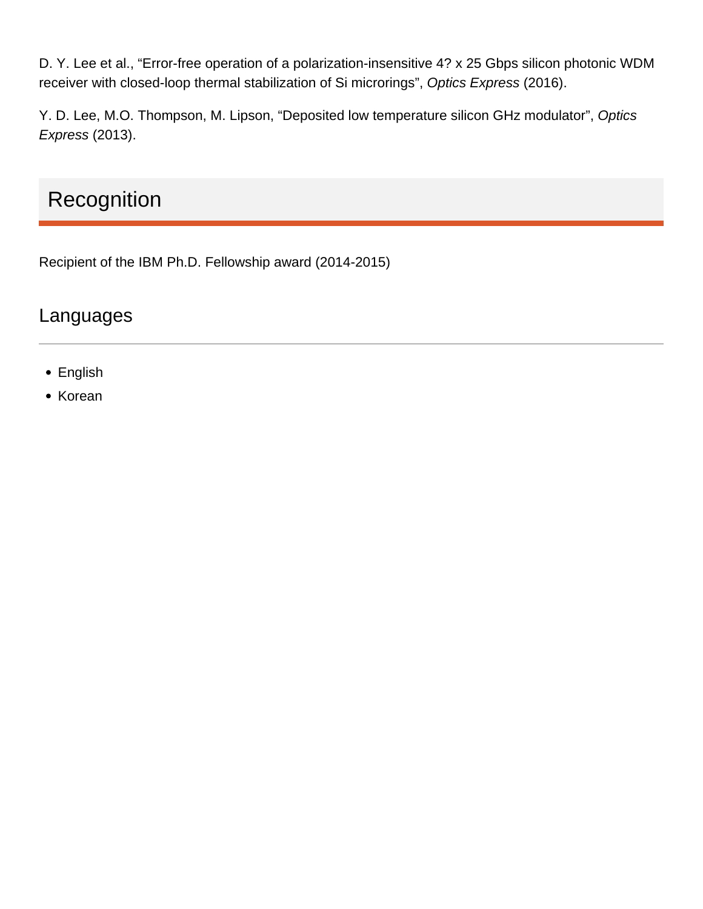D. Y. Lee et al., “Error-free operation of a polarization-insensitive 4? x 25 Gbps silicon photonic WDM receiver with closed-loop thermal stabilization of Si microrings”, *Optics Express* (2016).

Y. D. Lee, M.O. Thompson, M. Lipson, “Deposited low temperature silicon GHz modulator”, *Optics Express* (2013).

## Recognition

Recipient of the IBM Ph.D. Fellowship award (2014-2015)

### Languages

- English
- Korean